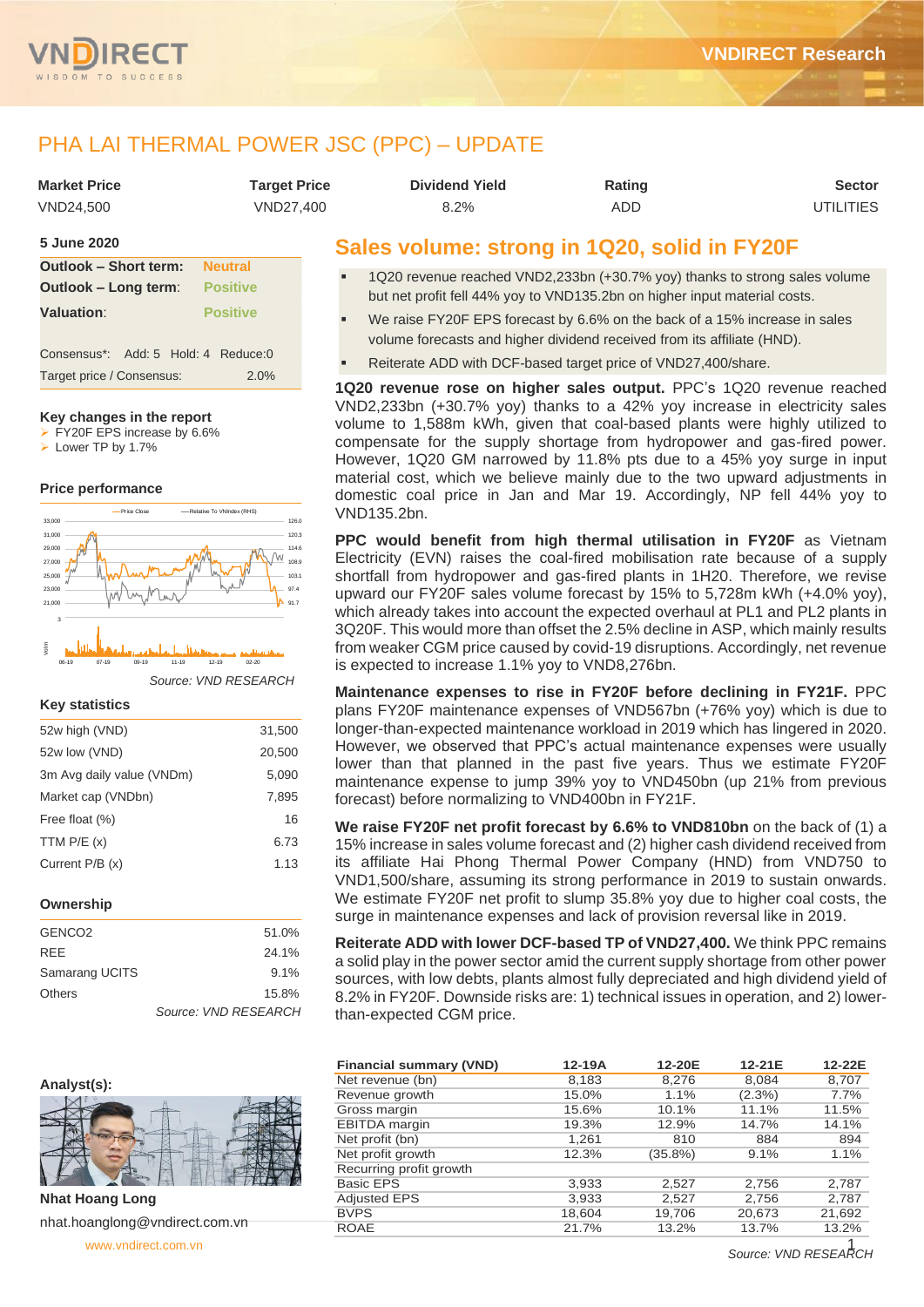# PHA LAI THERMAL POWER JSC (PPC) – UPDATE

| Market Price | Target Price | Dividend Yield | Rating | Sector |
|---|---|---|---|---|
| VND24,500 | VND27,400 | 8.2% | ADD | UTILITIES |

**5 June 2020**

| | |
|---|---|
| **Outlook – Short term:** | Neutral |
| **Outlook – Long term:** | Positive |
| **Valuation:** | Positive |

Consensus*: Add: 5 Hold: 4 Reduce:0

Target price / Consensus: 2.0%

### Key changes in the report

- FY20F EPS increase by 6.6%
- Lower TP by 1.7%

### Price performance

Source: VND RESEARCH

### Key statistics

| | |
|---|---|
| 52w high (VND) | 31,500 |
| 52w low (VND) | 20,500 |
| 3m Avg daily value (VNDm) | 5,090 |
| Market cap (VNDbn) | 7,895 |
| Free float (%) | 16 |
| TTM P/E (x) | 6.73 |
| Current P/B (x) | 1.13 |

### Ownership

| | |
|---|---|
| GENCO2 | 51.0% |
| REE | 24.1% |
| Samarang UCITS | 9.1% |
| Others | 15.8% |

Source: VND RESEARCH

### Analyst(s):

**Nhat Hoang Long**

nhat.hoanglong@vndirect.com.vn

## Sales volume: strong in 1Q20, solid in FY20F

- 1Q20 revenue reached VND2,233bn (+30.7% yoy) thanks to strong sales volume but net profit fell 44% yoy to VND135.2bn on higher input material costs.
- We raise FY20F EPS forecast by 6.6% on the back of a 15% increase in sales volume forecasts and higher dividend received from its affiliate (HND).
- Reiterate ADD with DCF-based target price of VND27,400/share.

**1Q20 revenue rose on higher sales output.** PPC's 1Q20 revenue reached VND2,233bn (+30.7% yoy) thanks to a 42% yoy increase in electricity sales volume to 1,588m kWh, given that coal-based plants were highly utilized to compensate for the supply shortage from hydropower and gas-fired power. However, 1Q20 GM narrowed by 11.8% pts due to a 45% yoy surge in input material cost, which we believe mainly due to the two upward adjustments in domestic coal price in Jan and Mar 19. Accordingly, NP fell 44% yoy to VND135.2bn.

**PPC would benefit from high thermal utilisation in FY20F** as Vietnam Electricity (EVN) raises the coal-fired mobilisation rate because of a supply shortfall from hydropower and gas-fired plants in 1H20. Therefore, we revise upward our FY20F sales volume forecast by 15% to 5,728m kWh (+4.0% yoy), which already takes into account the expected overhaul at PL1 and PL2 plants in 3Q20F. This would more than offset the 2.5% decline in ASP, which mainly results from weaker CGM price caused by covid-19 disruptions. Accordingly, net revenue is expected to increase 1.1% yoy to VND8,276bn.

**Maintenance expenses to rise in FY20F before declining in FY21F.** PPC plans FY20F maintenance expenses of VND567bn (+76% yoy) which is due to longer-than-expected maintenance workload in 2019 which has lingered in 2020. However, we observed that PPC's actual maintenance expenses were usually lower than that planned in the past five years. Thus we estimate FY20F maintenance expense to jump 39% yoy to VND450bn (up 21% from previous forecast) before normalizing to VND400bn in FY21F.

**We raise FY20F net profit forecast by 6.6% to VND810bn** on the back of (1) a 15% increase in sales volume forecast and (2) higher cash dividend received from its affiliate Hai Phong Thermal Power Company (HND) from VND750 to VND1,500/share, assuming its strong performance in 2019 to sustain onwards. We estimate FY20F net profit to slump 35.8% yoy due to higher coal costs, the surge in maintenance expenses and lack of provision reversal like in 2019.

**Reiterate ADD with lower DCF-based TP of VND27,400.** We think PPC remains a solid play in the power sector amid the current supply shortage from other power sources, with low debts, plants almost fully depreciated and high dividend yield of 8.2% in FY20F. Downside risks are: 1) technical issues in operation, and 2) lower-than-expected CGM price.

| Financial summary (VND) | 12-19A | 12-20E | 12-21E | 12-22E |
|---|---|---|---|---|
| Net revenue (bn) | 8,183 | 8,276 | 8,084 | 8,707 |
| Revenue growth | 15.0% | 1.1% | (2.3%) | 7.7% |
| Gross margin | 15.6% | 10.1% | 11.1% | 11.5% |
| EBITDA margin | 19.3% | 12.9% | 14.7% | 14.1% |
| Net profit (bn) | 1,261 | 810 | 884 | 894 |
| Net profit growth | 12.3% | (35.8%) | 9.1% | 1.1% |
| Recurring profit growth | | | | |
| Basic EPS | 3,933 | 2,527 | 2,756 | 2,787 |
| Adjusted EPS | 3,933 | 2,527 | 2,756 | 2,787 |
| BVPS | 18,604 | 19,706 | 20,673 | 21,692 |
| ROAE | 21.7% | 13.2% | 13.7% | 13.2% |

Source: VND RESEARCH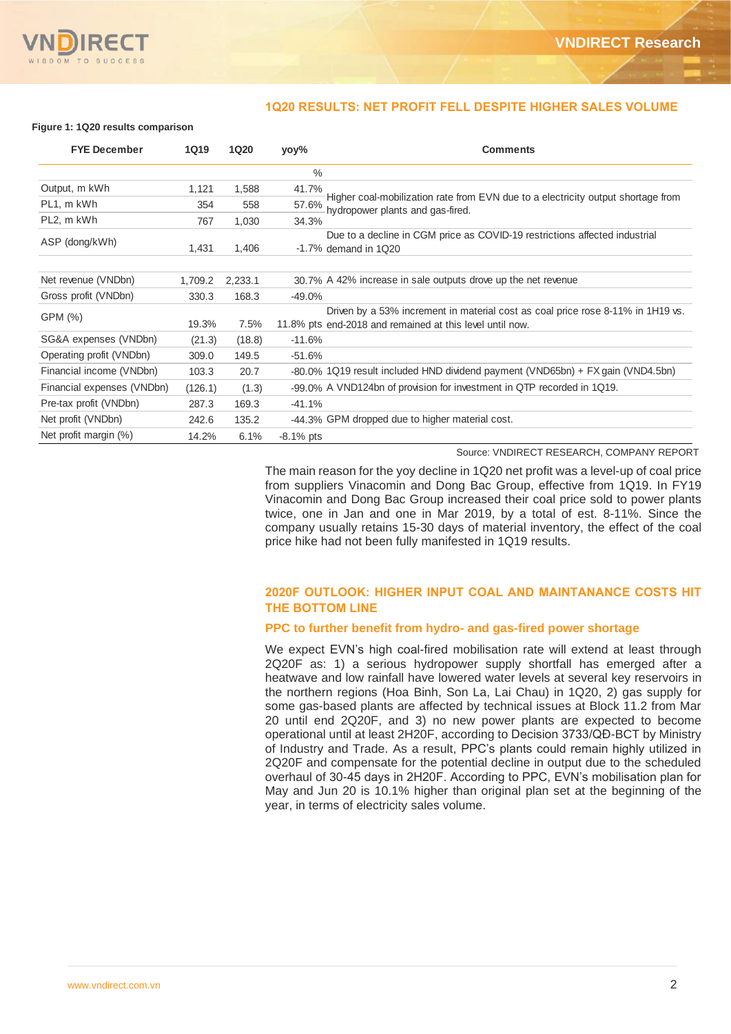## 1Q20 RESULTS: NET PROFIT FELL DESPITE HIGHER SALES VOLUME

**Figure 1: 1Q20 results comparison**

| FYE December | 1Q19 | 1Q20 | yoy% | Comments |
|---|---|---|---|---|
| | | | % | |
| Output, m kWh | 1,121 | 1,588 | 41.7% | Higher coal-mobilization rate from EVN due to a electricity output shortage from hydropower plants and gas-fired. |
| PL1, m kWh | 354 | 558 | 57.6% | |
| PL2, m kWh | 767 | 1,030 | 34.3% | |
| ASP (dong/kWh) | 1,431 | 1,406 | -1.7% | Due to a decline in CGM price as COVID-19 restrictions affected industrial demand in 1Q20 |
| | | | | |
| Net revenue (VNDbn) | 1,709.2 | 2,233.1 | 30.7% | A 42% increase in sale outputs drove up the net revenue |
| Gross profit (VNDbn) | 330.3 | 168.3 | -49.0% | |
| GPM (%) | 19.3% | 7.5% | 11.8% pts | Driven by a 53% increment in material cost as coal price rose 8-11% in 1H19 vs. end-2018 and remained at this level until now. |
| SG&A expenses (VNDbn) | (21.3) | (18.8) | -11.6% | |
| Operating profit (VNDbn) | 309.0 | 149.5 | -51.6% | |
| Financial income (VNDbn) | 103.3 | 20.7 | -80.0% | 1Q19 result included HND dividend payment (VND65bn) + FX gain (VND4.5bn) |
| Financial expenses (VNDbn) | (126.1) | (1.3) | -99.0% | A VND124bn of provision for investment in QTP recorded in 1Q19. |
| Pre-tax profit (VNDbn) | 287.3 | 169.3 | -41.1% | |
| Net profit (VNDbn) | 242.6 | 135.2 | -44.3% | GPM dropped due to higher material cost. |
| Net profit margin (%) | 14.2% | 6.1% | -8.1% pts | |

Source: VNDIRECT RESEARCH, COMPANY REPORT

The main reason for the yoy decline in 1Q20 net profit was a level-up of coal price from suppliers Vinacomin and Dong Bac Group, effective from 1Q19. In FY19 Vinacomin and Dong Bac Group increased their coal price sold to power plants twice, one in Jan and one in Mar 2019, by a total of est. 8-11%. Since the company usually retains 15-30 days of material inventory, the effect of the coal price hike had not been fully manifested in 1Q19 results.

## 2020F OUTLOOK: HIGHER INPUT COAL AND MAINTANANCE COSTS HIT THE BOTTOM LINE

### PPC to further benefit from hydro- and gas-fired power shortage

We expect EVN's high coal-fired mobilisation rate will extend at least through 2Q20F as: 1) a serious hydropower supply shortfall has emerged after a heatwave and low rainfall have lowered water levels at several key reservoirs in the northern regions (Hoa Binh, Son La, Lai Chau) in 1Q20, 2) gas supply for some gas-based plants are affected by technical issues at Block 11.2 from Mar 20 until end 2Q20F, and 3) no new power plants are expected to become operational until at least 2H20F, according to Decision 3733/QĐ-BCT by Ministry of Industry and Trade. As a result, PPC's plants could remain highly utilized in 2Q20F and compensate for the potential decline in output due to the scheduled overhaul of 30-45 days in 2H20F. According to PPC, EVN's mobilisation plan for May and Jun 20 is 10.1% higher than original plan set at the beginning of the year, in terms of electricity sales volume.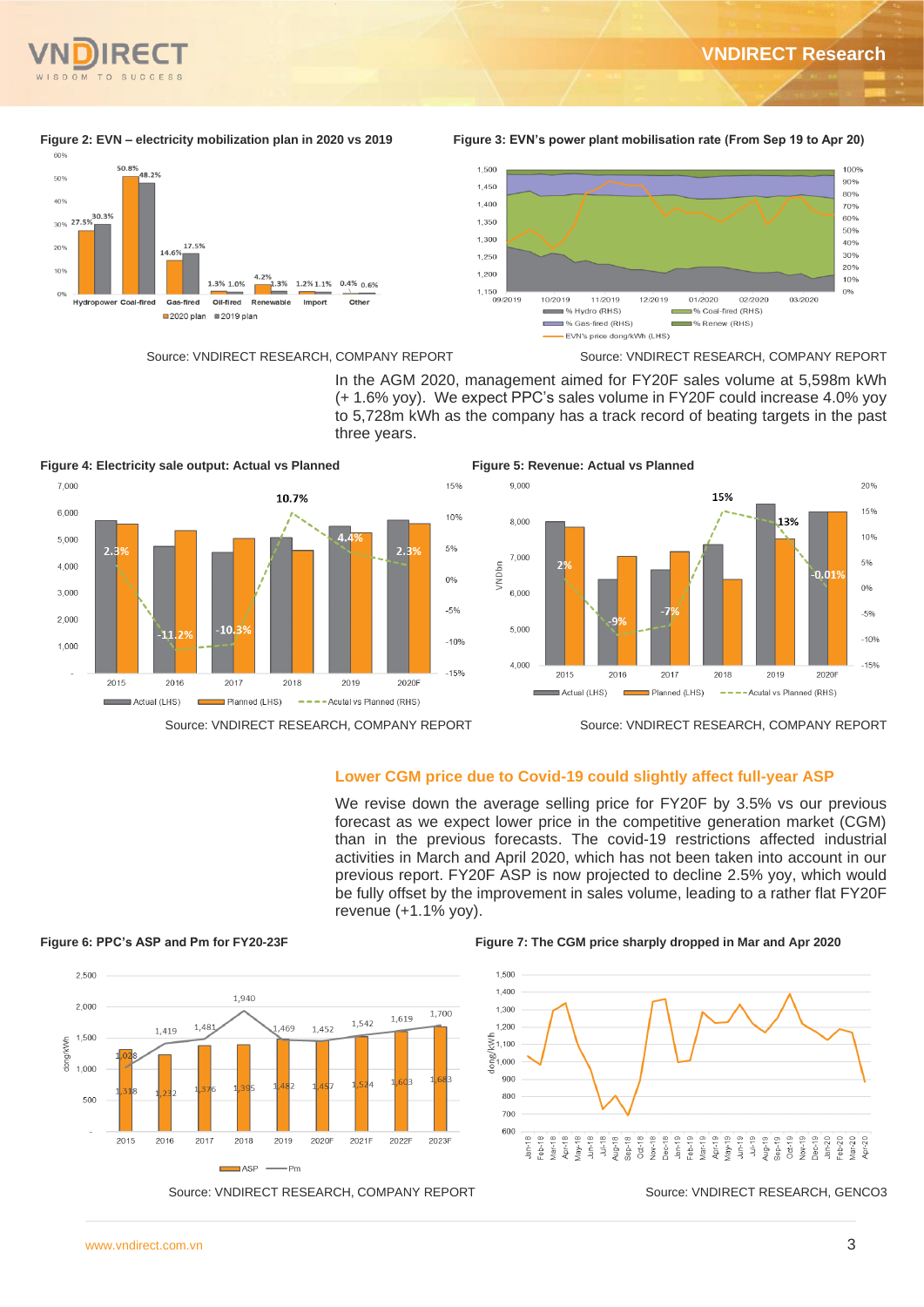**Figure 2: EVN – electricity mobilization plan in 2020 vs 2019**

| | Hydropower | Coal-fired | Gas-fired | Oil-fired | Renewable | Import | Other |
|---|---|---|---|---|---|---|---|
| 2020 plan | 27.5% | 50.8% | 14.6% | 1.3% | 4.2% | 1.2% | 0.4% |
| 2019 plan | 30.3% | 48.2% | 17.5% | 1.0% | 1.3% | 1.1% | 0.6% |

Source: VNDIRECT RESEARCH, COMPANY REPORT

**Figure 3: EVN's power plant mobilisation rate (From Sep 19 to Apr 20)**

Source: VNDIRECT RESEARCH, COMPANY REPORT

In the AGM 2020, management aimed for FY20F sales volume at 5,598m kWh (+ 1.6% yoy). We expect PPC's sales volume in FY20F could increase 4.0% yoy to 5,728m kWh as the company has a track record of beating targets in the past three years.

**Figure 4: Electricity sale output: Actual vs Planned**

| | 2015 | 2016 | 2017 | 2018 | 2019 | 2020F |
|---|---|---|---|---|---|---|
| Acutal vs Planned (RHS) | 2.3% | -11.2% | -10.3% | 10.7% | 4.4% | 2.3% |

Source: VNDIRECT RESEARCH, COMPANY REPORT

**Figure 5: Revenue: Actual vs Planned**

| | 2015 | 2016 | 2017 | 2018 | 2019 | 2020F |
|---|---|---|---|---|---|---|
| Acutal vs Planned (RHS) | 2% | -9% | -7% | 15% | 13% | -0.01% |

Source: VNDIRECT RESEARCH, COMPANY REPORT

## Lower CGM price due to Covid-19 could slightly affect full-year ASP

We revise down the average selling price for FY20F by 3.5% vs our previous forecast as we expect lower price in the competitive generation market (CGM) than in the previous forecasts. The covid-19 restrictions affected industrial activities in March and April 2020, which has not been taken into account in our previous report. FY20F ASP is now projected to decline 2.5% yoy, which would be fully offset by the improvement in sales volume, leading to a rather flat FY20F revenue (+1.1% yoy).

**Figure 6: PPC's ASP and Pm for FY20-23F**

| dong/kWh | 2015 | 2016 | 2017 | 2018 | 2019 | 2020F | 2021F | 2022F | 2023F |
|---|---|---|---|---|---|---|---|---|---|
| ASP | 1,318 | 1,232 | 1,376 | 1,395 | 1,482 | 1,457 | 1,524 | 1,603 | 1,683 |
| Pm | 1,028 | 1,419 | 1,481 | 1,940 | 1,469 | 1,452 | 1,542 | 1,619 | 1,700 |

Source: VNDIRECT RESEARCH, COMPANY REPORT

**Figure 7: The CGM price sharply dropped in Mar and Apr 2020**

Source: VNDIRECT RESEARCH, GENCO3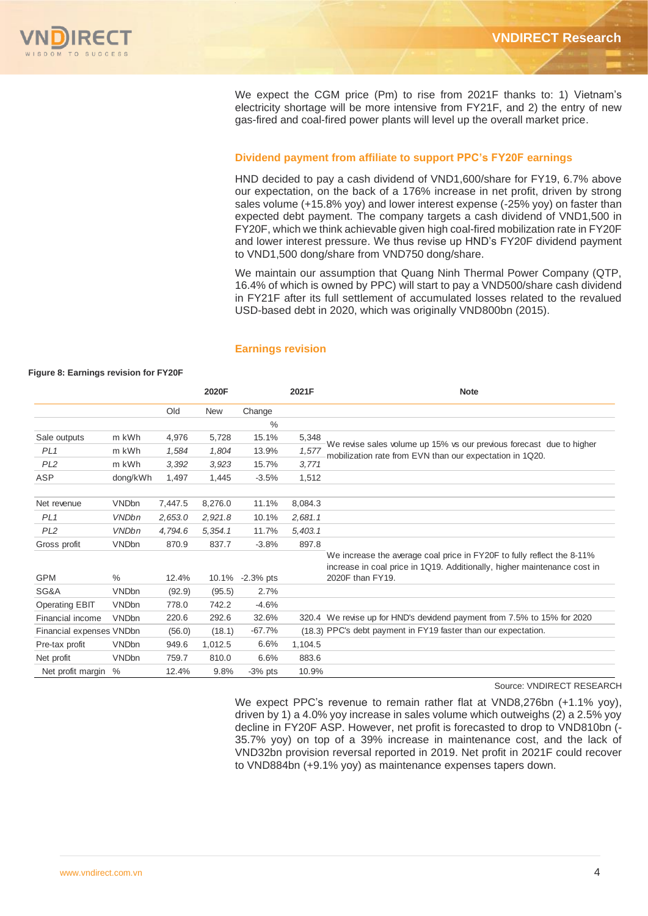We expect the CGM price (Pm) to rise from 2021F thanks to: 1) Vietnam's electricity shortage will be more intensive from FY21F, and 2) the entry of new gas-fired and coal-fired power plants will level up the overall market price.

### Dividend payment from affiliate to support PPC's FY20F earnings

HND decided to pay a cash dividend of VND1,600/share for FY19, 6.7% above our expectation, on the back of a 176% increase in net profit, driven by strong sales volume (+15.8% yoy) and lower interest expense (-25% yoy) on faster than expected debt payment. The company targets a cash dividend of VND1,500 in FY20F, which we think achievable given high coal-fired mobilization rate in FY20F and lower interest pressure. We thus revise up HND's FY20F dividend payment to VND1,500 dong/share from VND750 dong/share.

We maintain our assumption that Quang Ninh Thermal Power Company (QTP, 16.4% of which is owned by PPC) will start to pay a VND500/share cash dividend in FY21F after its full settlement of accumulated losses related to the revalued USD-based debt in 2020, which was originally VND800bn (2015).

### Earnings revision

**Figure 8: Earnings revision for FY20F**

| | | 2020F | | | 2021F | Note |
|---|---|---|---|---|---|---|
| | | Old | New | Change | | |
| | | | | % | | |
| Sale outputs | m kWh | 4,976 | 5,728 | 15.1% | 5,348 | We revise sales volume up 15% vs our previous forecast due to higher mobilization rate from EVN than our expectation in 1Q20. |
| *PL1* | m kWh | *1,584* | *1,804* | 13.9% | *1,577* | |
| *PL2* | m kWh | *3,392* | *3,923* | 15.7% | *3,771* | |
| ASP | dong/kWh | 1,497 | 1,445 | -3.5% | 1,512 | |
| | | | | | | |
| Net revenue | VNDbn | 7,447.5 | 8,276.0 | 11.1% | 8,084.3 | |
| *PL1* | *VNDbn* | *2,653.0* | *2,921.8* | 10.1% | *2,681.1* | |
| *PL2* | *VNDbn* | *4,794.6* | *5,354.1* | 11.7% | *5,403.1* | |
| Gross profit | VNDbn | 870.9 | 837.7 | -3.8% | 897.8 | |
| GPM | % | 12.4% | 10.1% | -2.3% pts | | We increase the average coal price in FY20F to fully reflect the 8-11% increase in coal price in 1Q19. Additionally, higher maintenance cost in 2020F than FY19. |
| SG&A | VNDbn | (92.9) | (95.5) | 2.7% | | |
| Operating EBIT | VNDbn | 778.0 | 742.2 | -4.6% | | |
| Financial income | VNDbn | 220.6 | 292.6 | 32.6% | 320.4 | We revise up for HND's devidend payment from 7.5% to 15% for 2020 |
| Financial expenses | VNDbn | (56.0) | (18.1) | -67.7% | (18.3) | PPC's debt payment in FY19 faster than our expectation. |
| Pre-tax profit | VNDbn | 949.6 | 1,012.5 | 6.6% | 1,104.5 | |
| Net profit | VNDbn | 759.7 | 810.0 | 6.6% | 883.6 | |
| Net profit margin | % | 12.4% | 9.8% | -3% pts | 10.9% | |

Source: VNDIRECT RESEARCH

We expect PPC's revenue to remain rather flat at VND8,276bn (+1.1% yoy), driven by 1) a 4.0% yoy increase in sales volume which outweighs (2) a 2.5% yoy decline in FY20F ASP. However, net profit is forecasted to drop to VND810bn (-35.7% yoy) on top of a 39% increase in maintenance cost, and the lack of VND32bn provision reversal reported in 2019. Net profit in 2021F could recover to VND884bn (+9.1% yoy) as maintenance expenses tapers down.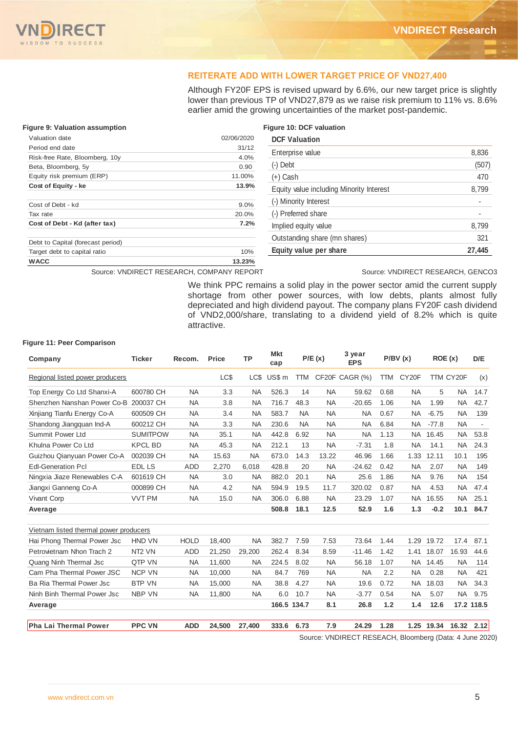## REITERATE ADD WITH LOWER TARGET PRICE OF VND27,400

Although FY20F EPS is revised upward by 6.6%, our new target price is slightly lower than previous TP of VND27,879 as we raise risk premium to 11% vs. 8.6% earlier amid the growing uncertainties of the market post-pandemic.

**Figure 9: Valuation assumption**

| | |
|---|---|
| Valuation date | 02/06/2020 |
| Period end date | 31/12 |
| Risk-free Rate, Bloomberg, 10y | 4.0% |
| Beta, Bloomberg, 5y | 0.90 |
| Equity risk premium (ERP) | 11.00% |
| **Cost of Equity - ke** | **13.9%** |
| | |
| Cost of Debt - kd | 9.0% |
| Tax rate | 20.0% |
| **Cost of Debt - Kd (after tax)** | **7.2%** |
| | |
| Debt to Capital (forecast period) | |
| Target debt to capital ratio | 10% |
| **WACC** | **13.23%** |

Source: VNDIRECT RESEARCH, COMPANY REPORT

**Figure 10: DCF valuation**

| **DCF Valuation** | |
|---|---|
| Enterprise value | 8,836 |
| (-) Debt | (507) |
| (+) Cash | 470 |
| Equity value including Minority Interest | 8,799 |
| (-) Minority Interest | - |
| (-) Preferred share | - |
| Implied equity value | 8,799 |
| Outstanding share (mn shares) | 321 |
| **Equity value per share** | **27,445** |

Source: VNDIRECT RESEARCH, GENCO3

We think PPC remains a solid play in the power sector amid the current supply shortage from other power sources, with low debts, plants almost fully depreciated and high dividend payout. The company plans FY20F cash dividend of VND2,000/share, translating to a dividend yield of 8.2% which is quite attractive.

**Figure 11: Peer Comparison**

| Company | Ticker | Recom. | Price | TP | Mkt cap | P/E (x) | | 3 year EPS | P/BV (x) | | ROE (x) | | D/E |
|---|---|---|---|---|---|---|---|---|---|---|---|---|---|
| Regional listed power producers | | | LC$ | LC$ | US$ m | TTM | CF20F | CAGR (%) | TTM | CY20F | TTM | CY20F | (x) |
| Top Energy Co Ltd Shanxi-A | 600780 CH | NA | 3.3 | NA | 526.3 | 14 | NA | 59.62 | 0.68 | NA | 5 | NA | 14.7 |
| Shenzhen Nanshan Power Co-B | 200037 CH | NA | 3.8 | NA | 716.7 | 48.3 | NA | -20.65 | 1.06 | NA | 1.99 | NA | 42.7 |
| Xinjiang Tianfu Energy Co-A | 600509 CH | NA | 3.4 | NA | 583.7 | NA | NA | NA | 0.67 | NA | -6.75 | NA | 139 |
| Shandong Jiangquan Ind-A | 600212 CH | NA | 3.3 | NA | 230.6 | NA | NA | NA | 6.84 | NA | -77.8 | NA | - |
| Summit Power Ltd | SUMITPOW | NA | 35.1 | NA | 442.8 | 6.92 | NA | NA | 1.13 | NA | 16.45 | NA | 53.8 |
| Khulna Power Co Ltd | KPCL BD | NA | 45.3 | NA | 212.1 | 13 | NA | -7.31 | 1.8 | NA | 14.1 | NA | 24.3 |
| Guizhou Qianyuan Power Co-A | 002039 CH | NA | 15.63 | NA | 673.0 | 14.3 | 13.22 | 46.96 | 1.66 | 1.33 | 12.11 | 10.1 | 195 |
| Edl-Generation Pcl | EDL LS | ADD | 2,270 | 6,018 | 428.8 | 20 | NA | -24.62 | 0.42 | NA | 2.07 | NA | 149 |
| Ningxia Jiaze Renewables C-A | 601619 CH | NA | 3.0 | NA | 882.0 | 20.1 | NA | 25.6 | 1.86 | NA | 9.76 | NA | 154 |
| Jiangxi Ganneng Co-A | 000899 CH | NA | 4.2 | NA | 594.9 | 19.5 | 11.7 | 320.02 | 0.87 | NA | 4.53 | NA | 47.4 |
| Vivant Corp | VVT PM | NA | 15.0 | NA | 306.0 | 6.88 | NA | 23.29 | 1.07 | NA | 16.55 | NA | 25.1 |
| **Average** | | | | | **508.8** | **18.1** | **12.5** | **52.9** | **1.6** | **1.3** | **-0.2** | **10.1** | **84.7** |
| | | | | | | | | | | | | | |
| Vietnam listed thermal power producers | | | | | | | | | | | | | |
| Hai Phong Thermal Power Jsc | HND VN | HOLD | 18,400 | NA | 382.7 | 7.59 | 7.53 | 73.64 | 1.44 | 1.29 | 19.72 | 17.4 | 87.1 |
| Petrovietnam Nhon Trach 2 | NT2 VN | ADD | 21,250 | 29,200 | 262.4 | 8.34 | 8.59 | -11.46 | 1.42 | 1.41 | 18.07 | 16.93 | 44.6 |
| Quang Ninh Thermal Jsc | QTP VN | NA | 11,600 | NA | 224.5 | 8.02 | NA | 56.18 | 1.07 | NA | 14.45 | NA | 114 |
| Cam Pha Thermal Power JSC | NCP VN | NA | 10,000 | NA | 84.7 | 769 | NA | NA | 2.2 | NA | 0.28 | NA | 421 |
| Ba Ria Thermal Power Jsc | BTP VN | NA | 15,000 | NA | 38.8 | 4.27 | NA | 19.6 | 0.72 | NA | 18.03 | NA | 34.3 |
| Ninh Binh Thermal Power Jsc | NBP VN | NA | 11,800 | NA | 6.0 | 10.7 | NA | -3.77 | 0.54 | NA | 5.07 | NA | 9.75 |
| **Average** | | | | | **166.5** | **134.7** | **8.1** | **26.8** | **1.2** | **1.4** | **12.6** | **17.2** | **118.5** |
| | | | | | | | | | | | | | |
| **Pha Lai Thermal Power** | **PPC VN** | **ADD** | **24,500** | **27,400** | **333.6** | **6.73** | **7.9** | **24.29** | **1.28** | **1.25** | **19.34** | **16.32** | **2.12** |

Source: VNDIRECT RESEACH, Bloomberg (Data: 4 June 2020)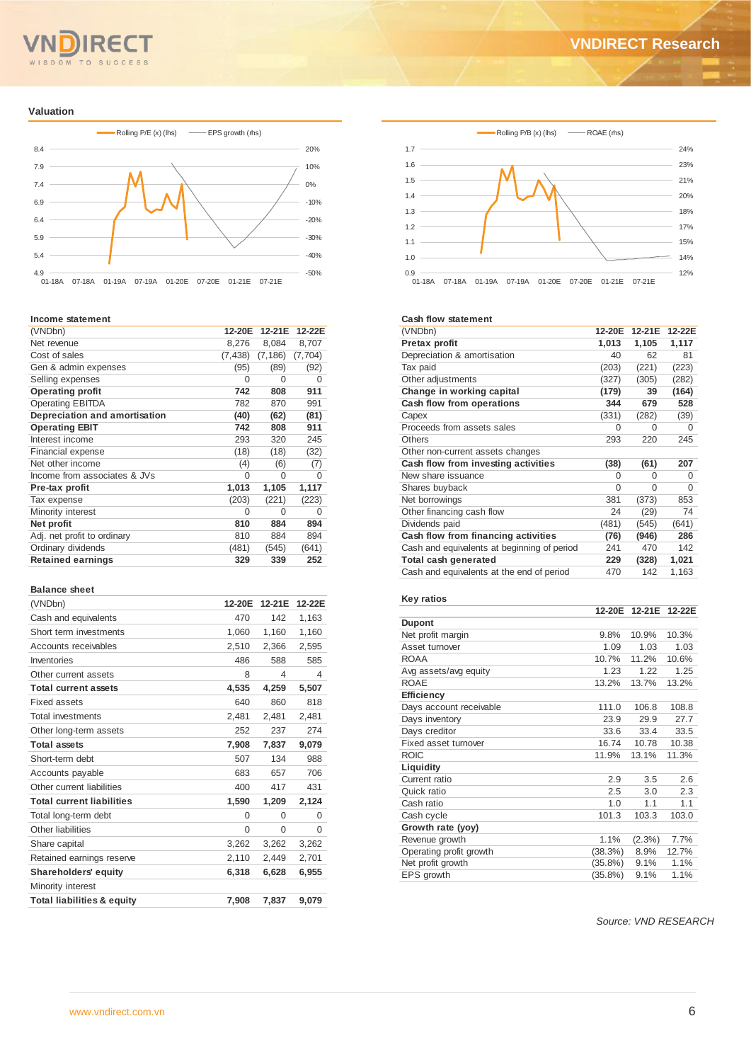## Valuation

Rolling P/E (x) (lhs) — EPS growth (rhs)

Rolling P/B (x) (lhs) — ROAE (rhs)

### Income statement

| (VNDbn) | 12-20E | 12-21E | 12-22E |
|---|---|---|---|
| Net revenue | 8,276 | 8,084 | 8,707 |
| Cost of sales | (7,438) | (7,186) | (7,704) |
| Gen & admin expenses | (95) | (89) | (92) |
| Selling expenses | 0 | 0 | 0 |
| **Operating profit** | **742** | **808** | **911** |
| Operating EBITDA | 782 | 870 | 991 |
| **Depreciation and amortisation** | **(40)** | **(62)** | **(81)** |
| **Operating EBIT** | **742** | **808** | **911** |
| Interest income | 293 | 320 | 245 |
| Financial expense | (18) | (18) | (32) |
| Net other income | (4) | (6) | (7) |
| Income from associates & JVs | 0 | 0 | 0 |
| **Pre-tax profit** | **1,013** | **1,105** | **1,117** |
| Tax expense | (203) | (221) | (223) |
| Minority interest | 0 | 0 | 0 |
| **Net profit** | **810** | **884** | **894** |
| Adj. net profit to ordinary | 810 | 884 | 894 |
| Ordinary dividends | (481) | (545) | (641) |
| **Retained earnings** | **329** | **339** | **252** |

### Balance sheet

| (VNDbn) | 12-20E | 12-21E | 12-22E |
|---|---|---|---|
| Cash and equivalents | 470 | 142 | 1,163 |
| Short term investments | 1,060 | 1,160 | 1,160 |
| Accounts receivables | 2,510 | 2,366 | 2,595 |
| Inventories | 486 | 588 | 585 |
| Other current assets | 8 | 4 | 4 |
| **Total current assets** | **4,535** | **4,259** | **5,507** |
| Fixed assets | 640 | 860 | 818 |
| Total investments | 2,481 | 2,481 | 2,481 |
| Other long-term assets | 252 | 237 | 274 |
| **Total assets** | **7,908** | **7,837** | **9,079** |
| Short-term debt | 507 | 134 | 988 |
| Accounts payable | 683 | 657 | 706 |
| Other current liabilities | 400 | 417 | 431 |
| **Total current liabilities** | **1,590** | **1,209** | **2,124** |
| Total long-term debt | 0 | 0 | 0 |
| Other liabilities | 0 | 0 | 0 |
| Share capital | 3,262 | 3,262 | 3,262 |
| Retained earnings reserve | 2,110 | 2,449 | 2,701 |
| **Shareholders' equity** | **6,318** | **6,628** | **6,955** |
| Minority interest | | | |
| **Total liabilities & equity** | **7,908** | **7,837** | **9,079** |

### Cash flow statement

| (VNDbn) | 12-20E | 12-21E | 12-22E |
|---|---|---|---|
| **Pretax profit** | **1,013** | **1,105** | **1,117** |
| Depreciation & amortisation | 40 | 62 | 81 |
| Tax paid | (203) | (221) | (223) |
| Other adjustments | (327) | (305) | (282) |
| **Change in working capital** | **(179)** | **39** | **(164)** |
| **Cash flow from operations** | **344** | **679** | **528** |
| Capex | (331) | (282) | (39) |
| Proceeds from assets sales | 0 | 0 | 0 |
| Others | 293 | 220 | 245 |
| Other non-current assets changes | | | |
| **Cash flow from investing activities** | **(38)** | **(61)** | **207** |
| New share issuance | 0 | 0 | 0 |
| Shares buyback | 0 | 0 | 0 |
| Net borrowings | 381 | (373) | 853 |
| Other financing cash flow | 24 | (29) | 74 |
| Dividends paid | (481) | (545) | (641) |
| **Cash flow from financing activities** | **(76)** | **(946)** | **286** |
| Cash and equivalents at beginning of period | 241 | 470 | 142 |
| **Total cash generated** | **229** | **(328)** | **1,021** |
| Cash and equivalents at the end of period | 470 | 142 | 1,163 |

### Key ratios

| | 12-20E | 12-21E | 12-22E |
|---|---|---|---|
| **Dupont** | | | |
| Net profit margin | 9.8% | 10.9% | 10.3% |
| Asset turnover | 1.09 | 1.03 | 1.03 |
| ROAA | 10.7% | 11.2% | 10.6% |
| Avg assets/avg equity | 1.23 | 1.22 | 1.25 |
| ROAE | 13.2% | 13.7% | 13.2% |
| **Efficiency** | | | |
| Days account receivable | 111.0 | 106.8 | 108.8 |
| Days inventory | 23.9 | 29.9 | 27.7 |
| Days creditor | 33.6 | 33.4 | 33.5 |
| Fixed asset turnover | 16.74 | 10.78 | 10.38 |
| ROIC | 11.9% | 13.1% | 11.3% |
| **Liquidity** | | | |
| Current ratio | 2.9 | 3.5 | 2.6 |
| Quick ratio | 2.5 | 3.0 | 2.3 |
| Cash ratio | 1.0 | 1.1 | 1.1 |
| Cash cycle | 101.3 | 103.3 | 103.0 |
| **Growth rate (yoy)** | | | |
| Revenue growth | 1.1% | (2.3%) | 7.7% |
| Operating profit growth | (38.3%) | 8.9% | 12.7% |
| Net profit growth | (35.8%) | 9.1% | 1.1% |
| EPS growth | (35.8%) | 9.1% | 1.1% |

*Source: VND RESEARCH*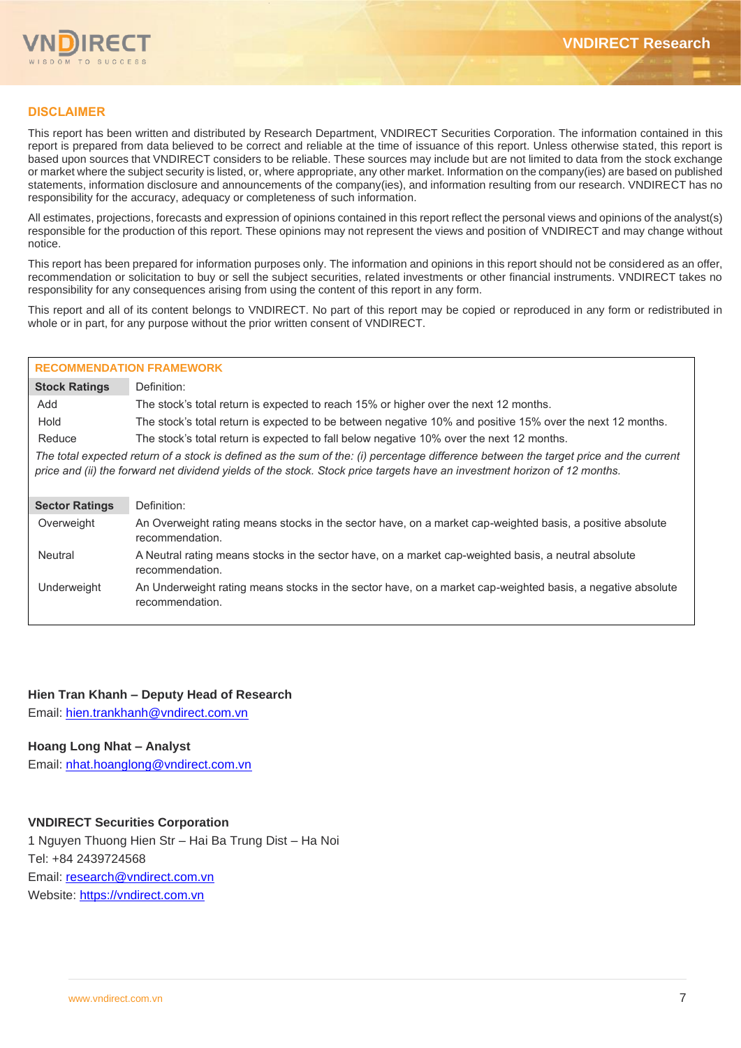## DISCLAIMER

This report has been written and distributed by Research Department, VNDIRECT Securities Corporation. The information contained in this report is prepared from data believed to be correct and reliable at the time of issuance of this report. Unless otherwise stated, this report is based upon sources that VNDIRECT considers to be reliable. These sources may include but are not limited to data from the stock exchange or market where the subject security is listed, or, where appropriate, any other market. Information on the company(ies) are based on published statements, information disclosure and announcements of the company(ies), and information resulting from our research. VNDIRECT has no responsibility for the accuracy, adequacy or completeness of such information.

All estimates, projections, forecasts and expression of opinions contained in this report reflect the personal views and opinions of the analyst(s) responsible for the production of this report. These opinions may not represent the views and position of VNDIRECT and may change without notice.

This report has been prepared for information purposes only. The information and opinions in this report should not be considered as an offer, recommendation or solicitation to buy or sell the subject securities, related investments or other financial instruments. VNDIRECT takes no responsibility for any consequences arising from using the content of this report in any form.

This report and all of its content belongs to VNDIRECT. No part of this report may be copied or reproduced in any form or redistributed in whole or in part, for any purpose without the prior written consent of VNDIRECT.

### RECOMMENDATION FRAMEWORK

| **Stock Ratings** | Definition: |
|---|---|
| Add | The stock's total return is expected to reach 15% or higher over the next 12 months. |
| Hold | The stock's total return is expected to be between negative 10% and positive 15% over the next 12 months. |
| Reduce | The stock's total return is expected to fall below negative 10% over the next 12 months. |

*The total expected return of a stock is defined as the sum of the: (i) percentage difference between the target price and the current price and (ii) the forward net dividend yields of the stock. Stock price targets have an investment horizon of 12 months.*

| **Sector Ratings** | Definition: |
|---|---|
| Overweight | An Overweight rating means stocks in the sector have, on a market cap-weighted basis, a positive absolute recommendation. |
| Neutral | A Neutral rating means stocks in the sector have, on a market cap-weighted basis, a neutral absolute recommendation. |
| Underweight | An Underweight rating means stocks in the sector have, on a market cap-weighted basis, a negative absolute recommendation. |

**Hien Tran Khanh – Deputy Head of Research**
Email: hien.trankhanh@vndirect.com.vn

**Hoang Long Nhat – Analyst**
Email: nhat.hoanglong@vndirect.com.vn

**VNDIRECT Securities Corporation**
1 Nguyen Thuong Hien Str – Hai Ba Trung Dist – Ha Noi
Tel: +84 2439724568
Email: research@vndirect.com.vn
Website: https://vndirect.com.vn